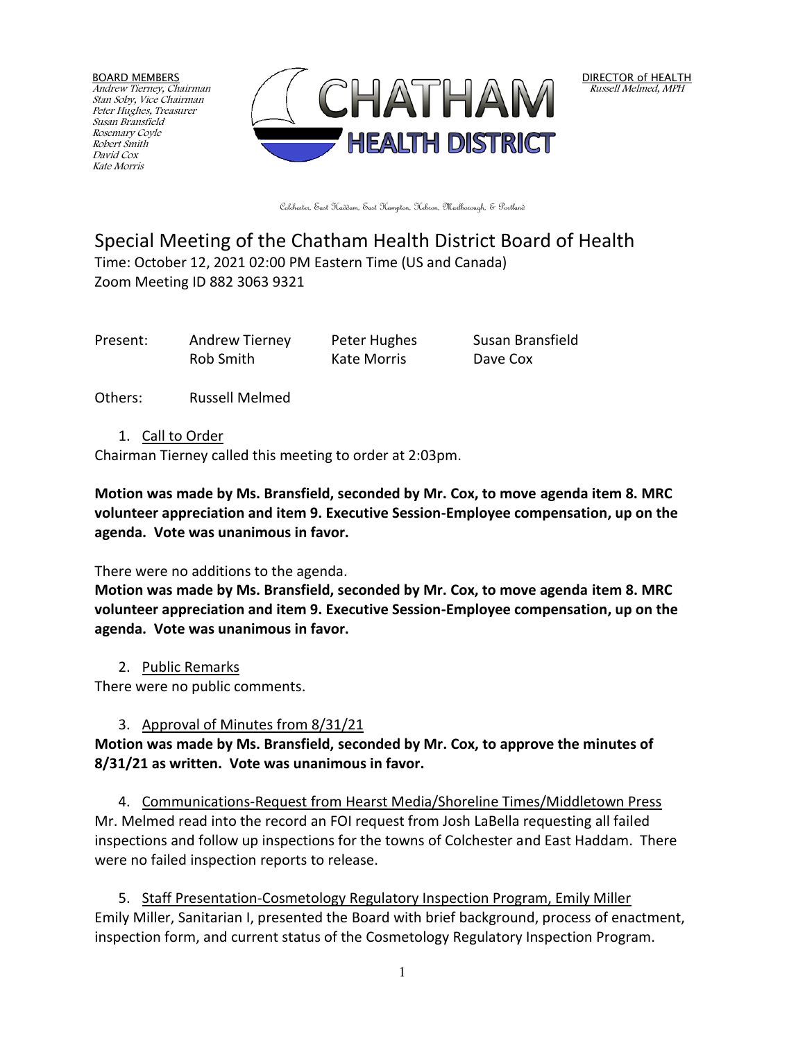BOARD MEMBERS
*Andrew Tierney, Chairman*
*Stan Soby, Vice Chairman*
*Peter Hughes, Treasurer*
*Susan Bransfield*
*Rosemary Coyle*
*Robert Smith*
*David Cox*
*Kate Morris*

CHATHAM HEALTH DISTRICT

DIRECTOR of HEALTH
*Russell Melmed, MPH*

Colchester, East Haddam, East Hampton, Hebron, Marlborough, & Portland

# Special Meeting of the Chatham Health District Board of Health

Time: October 12, 2021 02:00 PM Eastern Time (US and Canada)
Zoom Meeting ID 882 3063 9321

| Present: | Andrew Tierney | Peter Hughes | Susan Bransfield |
|---|---|---|---|
| | Rob Smith | Kate Morris | Dave Cox |

Others: Russell Melmed

1. Call to Order

Chairman Tierney called this meeting to order at 2:03pm.

**Motion was made by Ms. Bransfield, seconded by Mr. Cox, to move agenda item 8. MRC volunteer appreciation and item 9. Executive Session-Employee compensation, up on the agenda. Vote was unanimous in favor.**

There were no additions to the agenda.

**Motion was made by Ms. Bransfield, seconded by Mr. Cox, to move agenda item 8. MRC volunteer appreciation and item 9. Executive Session-Employee compensation, up on the agenda. Vote was unanimous in favor.**

2. Public Remarks

There were no public comments.

3. Approval of Minutes from 8/31/21

**Motion was made by Ms. Bransfield, seconded by Mr. Cox, to approve the minutes of 8/31/21 as written. Vote was unanimous in favor.**

4. Communications-Request from Hearst Media/Shoreline Times/Middletown Press

Mr. Melmed read into the record an FOI request from Josh LaBella requesting all failed inspections and follow up inspections for the towns of Colchester and East Haddam. There were no failed inspection reports to release.

5. Staff Presentation-Cosmetology Regulatory Inspection Program, Emily Miller

Emily Miller, Sanitarian I, presented the Board with brief background, process of enactment, inspection form, and current status of the Cosmetology Regulatory Inspection Program.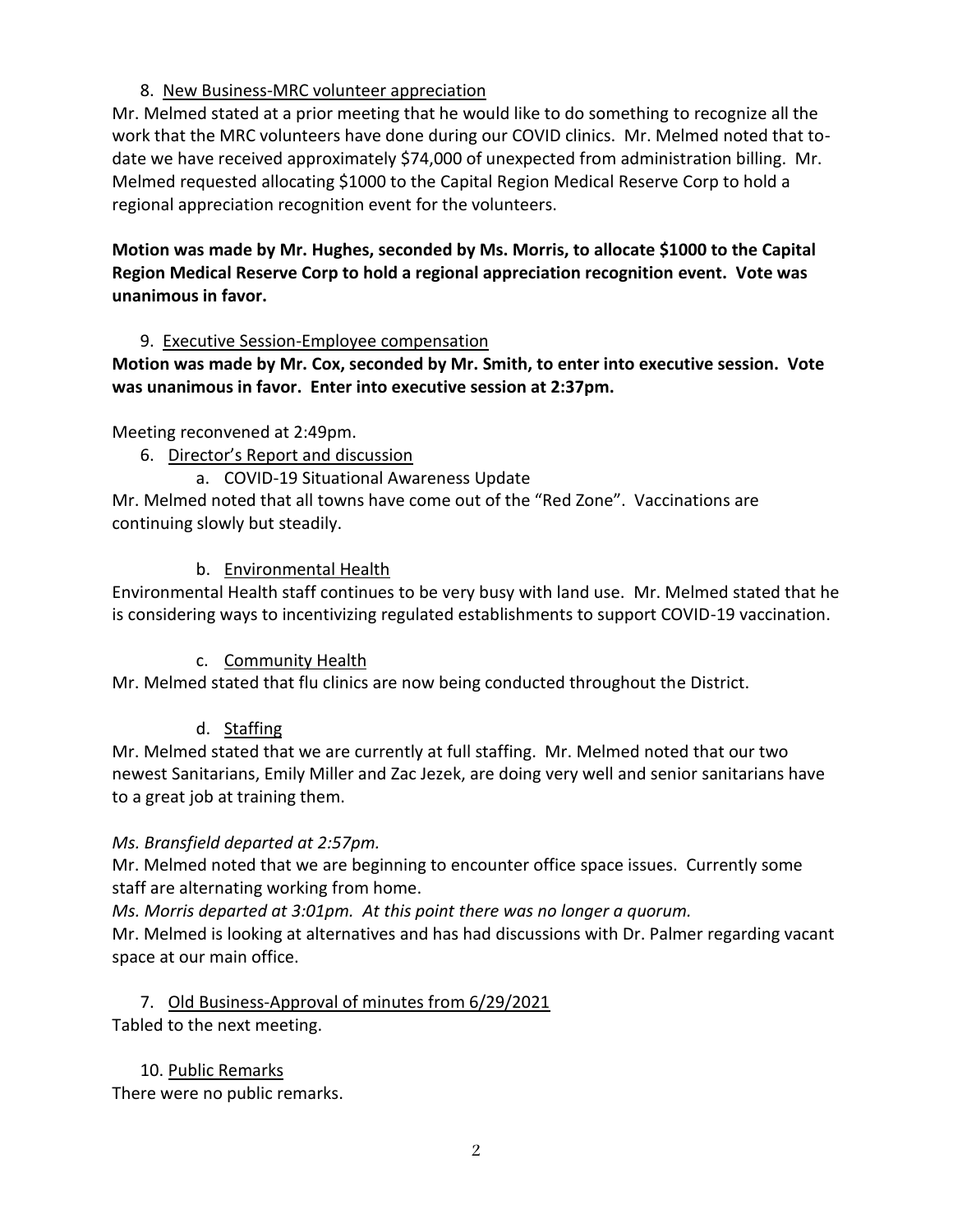8. New Business-MRC volunteer appreciation

Mr. Melmed stated at a prior meeting that he would like to do something to recognize all the work that the MRC volunteers have done during our COVID clinics. Mr. Melmed noted that to-date we have received approximately $74,000 of unexpected from administration billing. Mr. Melmed requested allocating $1000 to the Capital Region Medical Reserve Corp to hold a regional appreciation recognition event for the volunteers.

**Motion was made by Mr. Hughes, seconded by Ms. Morris, to allocate $1000 to the Capital Region Medical Reserve Corp to hold a regional appreciation recognition event. Vote was unanimous in favor.**

9. Executive Session-Employee compensation

**Motion was made by Mr. Cox, seconded by Mr. Smith, to enter into executive session. Vote was unanimous in favor. Enter into executive session at 2:37pm.**

Meeting reconvened at 2:49pm.

6. Director's Report and discussion

   a. COVID-19 Situational Awareness Update

Mr. Melmed noted that all towns have come out of the "Red Zone". Vaccinations are continuing slowly but steadily.

   b. Environmental Health

Environmental Health staff continues to be very busy with land use. Mr. Melmed stated that he is considering ways to incentivizing regulated establishments to support COVID-19 vaccination.

   c. Community Health

Mr. Melmed stated that flu clinics are now being conducted throughout the District.

   d. Staffing

Mr. Melmed stated that we are currently at full staffing. Mr. Melmed noted that our two newest Sanitarians, Emily Miller and Zac Jezek, are doing very well and senior sanitarians have to a great job at training them.

*Ms. Bransfield departed at 2:57pm.*

Mr. Melmed noted that we are beginning to encounter office space issues. Currently some staff are alternating working from home.

*Ms. Morris departed at 3:01pm. At this point there was no longer a quorum.*

Mr. Melmed is looking at alternatives and has had discussions with Dr. Palmer regarding vacant space at our main office.

7. Old Business-Approval of minutes from 6/29/2021

Tabled to the next meeting.

10. Public Remarks

There were no public remarks.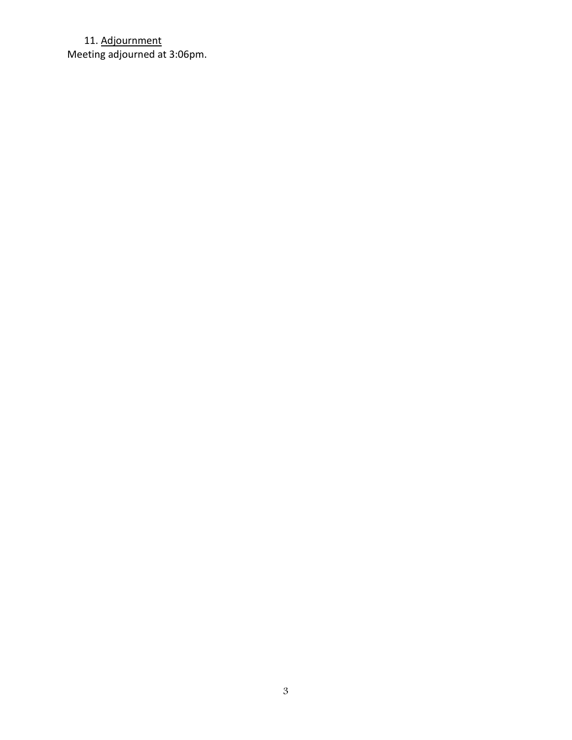11. <u>Adjournment</u>

Meeting adjourned at 3:06pm.